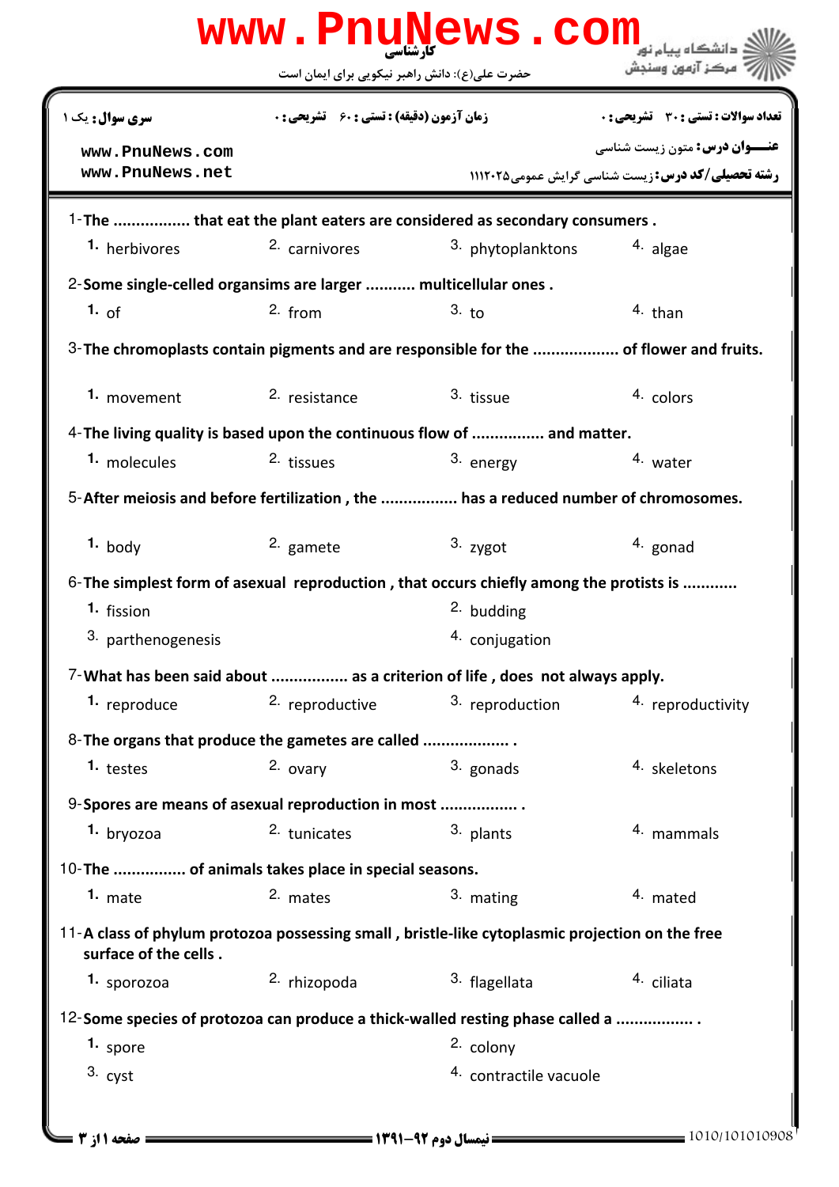کارشناسی

حضرت علی(ع): دانش راهبر نیکویی برای ایمان است

دانشگاه پیام نور
مرکز آزمون وسنجش

| سری سوال: یک ۱ | زمان آزمون (دقیقه) : تستی : ۶۰ تشریحی : ۰ | تعداد سوالات : تستی : ۳۰ تشریحی : ۰ |
|---|---|---|

www.PnuNews.com
www.PnuNews.net

**عنـــوان درس:** متون زیست شناسی

**رشته تحصیلی/کد درس:** زیست شناسی گرایش عمومی۱۱۱۲۰۲۵

1-**The ................ that eat the plant eaters are considered as secondary consumers .**

1. herbivores
2. carnivores
3. phytoplanktons
4. algae

2-**Some single-celled organsims are larger ........... multicellular ones .**

1. of
2. from
3. to
4. than

3-**The chromoplasts contain pigments and are responsible for the .................. of flower and fruits.**

1. movement
2. resistance
3. tissue
4. colors

4-**The living quality is based upon the continuous flow of ................ and matter.**

1. molecules
2. tissues
3. energy
4. water

5-**After meiosis and before fertilization , the ................ has a reduced number of chromosomes.**

1. body
2. gamete
3. zygot
4. gonad

6-**The simplest form of asexual reproduction , that occurs chiefly among the protists is ............**

1. fission
2. budding
3. parthenogenesis
4. conjugation

7-**What has been said about ................ as a criterion of life , does not always apply.**

1. reproduce
2. reproductive
3. reproduction
4. reproductivity

8-**The organs that produce the gametes are called .................. .**

1. testes
2. ovary
3. gonads
4. skeletons

9-**Spores are means of asexual reproduction in most ................ .**

1. bryozoa
2. tunicates
3. plants
4. mammals

10-**The ................ of animals takes place in special seasons.**

1. mate
2. mates
3. mating
4. mated

11-**A class of phylum protozoa possessing small , bristle-like cytoplasmic projection on the free surface of the cells .**

1. sporozoa
2. rhizopoda
3. flagellata
4. ciliata

12-**Some species of protozoa can produce a thick-walled resting phase called a ................ .**

1. spore
2. colony
3. cyst
4. contractile vacuole

نیمسال دوم ۹۲-۱۳۹۱

1010/101010908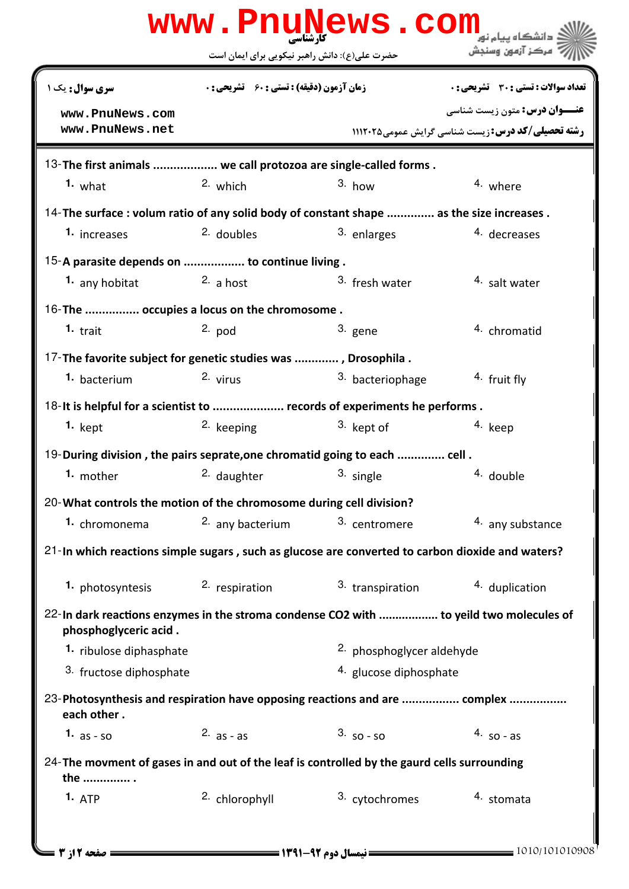| سری سوال: یک ۱ | زمان آزمون (دقیقه) : تستی : ۶۰ تشریحی : ۰ | تعداد سوالات : تستی : ۳۰ تشریحی : ۰ |
|---|---|---|
| www.PnuNews.com www.PnuNews.net | | عنـــوان درس: متون زیست شناسی |
| | | رشته تحصیلی/کد درس: زیست شناسی گرایش عمومی۱۱۱۲۰۲۵ |

13-The first animals .................. we call protozoa are single-called forms .

1. what 2. which 3. how 4. where

14-The surface : volum ratio of any solid body of constant shape .............. as the size increases .

1. increases 2. doubles 3. enlarges 4. decreases

15-A parasite depends on .................. to continue living .

1. any hobitat 2. a host 3. fresh water 4. salt water

16-The ................ occupies a locus on the chromosome .

1. trait 2. pod 3. gene 4. chromatid

17-The favorite subject for genetic studies was ............. , Drosophila .

1. bacterium 2. virus 3. bacteriophage 4. fruit fly

18-It is helpful for a scientist to ..................... records of experiments he performs .

1. kept 2. keeping 3. kept of 4. keep

19-During division , the pairs seprate,one chromatid going to each .............. cell .

1. mother 2. daughter 3. single 4. double

20-What controls the motion of the chromosome during cell division?

1. chromonema 2. any bacterium 3. centromere 4. any substance

21-In which reactions simple sugars , such as glucose are converted to carbon dioxide and waters?

1. photosyntesis 2. respiration 3. transpiration 4. duplication

22-In dark reactions enzymes in the stroma condense CO2 with ................. to yeild two molecules of phosphoglyceric acid .

1. ribulose diphasphate
2. phosphoglycer aldehyde
3. fructose diphosphate
4. glucose diphosphate

23-Photosynthesis and respiration have opposing reactions and are ................ complex ................ each other .

1. as - so 2. as - as 3. so - so 4. so - as

24-The movment of gases in and out of the leaf is controlled by the gaurd cells surrounding the .............. .

1. ATP 2. chlorophyll 3. cytochromes 4. stomata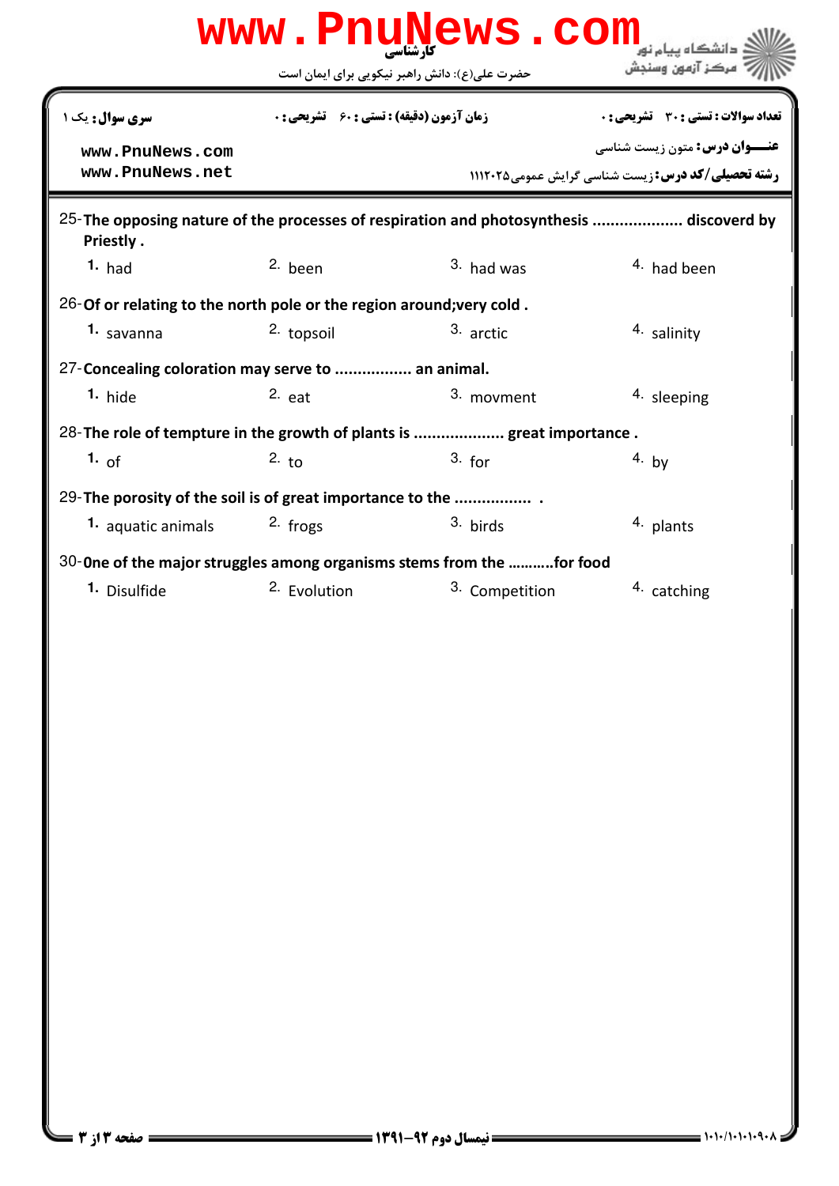25-**The opposing nature of the processes of respiration and photosynthesis .................... discoverd by Priestly .**

1. had
2. been
3. had was
4. had been

26-**Of or relating to the north pole or the region around;very cold .**

1. savanna
2. topsoil
3. arctic
4. salinity

27-**Concealing coloration may serve to ................. an animal.**

1. hide
2. eat
3. movment
4. sleeping

28-**The role of tempture in the growth of plants is .................... great importance .**

1. of
2. to
3. for
4. by

29-**The porosity of the soil is of great importance to the ................. .**

1. aquatic animals
2. frogs
3. birds
4. plants

30-**One of the major struggles among organisms stems from the ...........for food**

1. Disulfide
2. Evolution
3. Competition
4. catching